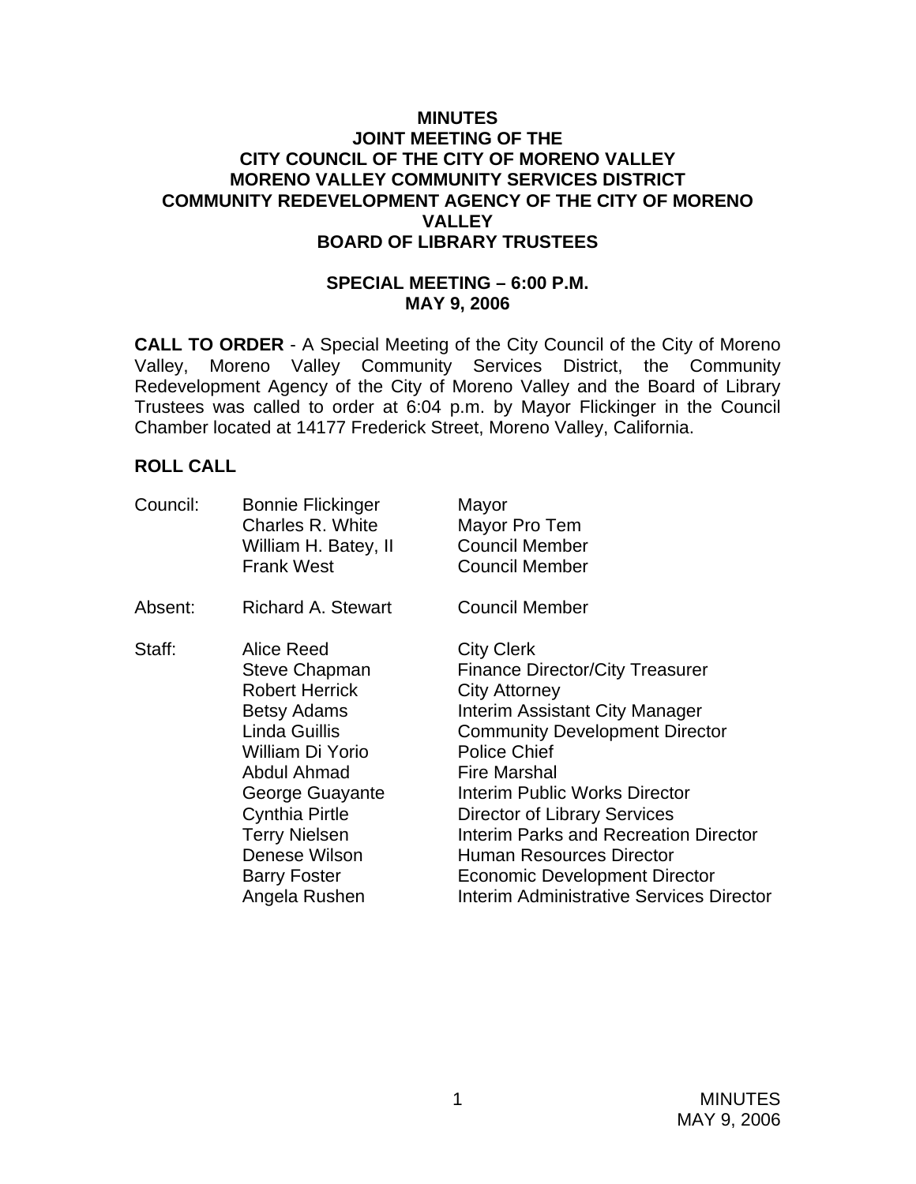# MINUTES
# JOINT MEETING OF THE
# CITY COUNCIL OF THE CITY OF MORENO VALLEY
# MORENO VALLEY COMMUNITY SERVICES DISTRICT
# COMMUNITY REDEVELOPMENT AGENCY OF THE CITY OF MORENO VALLEY
# BOARD OF LIBRARY TRUSTEES

## SPECIAL MEETING – 6:00 P.M.
## MAY 9, 2006

**CALL TO ORDER** - A Special Meeting of the City Council of the City of Moreno Valley, Moreno Valley Community Services District, the Community Redevelopment Agency of the City of Moreno Valley and the Board of Library Trustees was called to order at 6:04 p.m. by Mayor Flickinger in the Council Chamber located at 14177 Frederick Street, Moreno Valley, California.

**ROLL CALL**

| | | |
|---|---|---|
| Council: | Bonnie Flickinger | Mayor |
| | Charles R. White | Mayor Pro Tem |
| | William H. Batey, II | Council Member |
| | Frank West | Council Member |
| Absent: | Richard A. Stewart | Council Member |
| Staff: | Alice Reed | City Clerk |
| | Steve Chapman | Finance Director/City Treasurer |
| | Robert Herrick | City Attorney |
| | Betsy Adams | Interim Assistant City Manager |
| | Linda Guillis | Community Development Director |
| | William Di Yorio | Police Chief |
| | Abdul Ahmad | Fire Marshal |
| | George Guayante | Interim Public Works Director |
| | Cynthia Pirtle | Director of Library Services |
| | Terry Nielsen | Interim Parks and Recreation Director |
| | Denese Wilson | Human Resources Director |
| | Barry Foster | Economic Development Director |
| | Angela Rushen | Interim Administrative Services Director |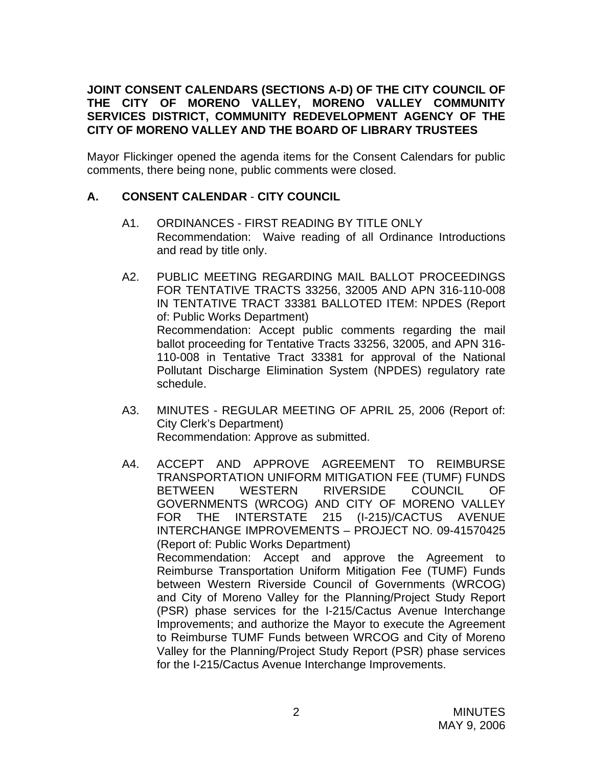**JOINT CONSENT CALENDARS (SECTIONS A-D) OF THE CITY COUNCIL OF THE CITY OF MORENO VALLEY, MORENO VALLEY COMMUNITY SERVICES DISTRICT, COMMUNITY REDEVELOPMENT AGENCY OF THE CITY OF MORENO VALLEY AND THE BOARD OF LIBRARY TRUSTEES**

Mayor Flickinger opened the agenda items for the Consent Calendars for public comments, there being none, public comments were closed.

## A. CONSENT CALENDAR - CITY COUNCIL

A1. ORDINANCES - FIRST READING BY TITLE ONLY
Recommendation: Waive reading of all Ordinance Introductions and read by title only.

A2. PUBLIC MEETING REGARDING MAIL BALLOT PROCEEDINGS FOR TENTATIVE TRACTS 33256, 32005 AND APN 316-110-008 IN TENTATIVE TRACT 33381 BALLOTED ITEM: NPDES (Report of: Public Works Department)
Recommendation: Accept public comments regarding the mail ballot proceeding for Tentative Tracts 33256, 32005, and APN 316-110-008 in Tentative Tract 33381 for approval of the National Pollutant Discharge Elimination System (NPDES) regulatory rate schedule.

A3. MINUTES - REGULAR MEETING OF APRIL 25, 2006 (Report of: City Clerk's Department)
Recommendation: Approve as submitted.

A4. ACCEPT AND APPROVE AGREEMENT TO REIMBURSE TRANSPORTATION UNIFORM MITIGATION FEE (TUMF) FUNDS BETWEEN WESTERN RIVERSIDE COUNCIL OF GOVERNMENTS (WRCOG) AND CITY OF MORENO VALLEY FOR THE INTERSTATE 215 (I-215)/CACTUS AVENUE INTERCHANGE IMPROVEMENTS – PROJECT NO. 09-41570425 (Report of: Public Works Department)
Recommendation: Accept and approve the Agreement to Reimburse Transportation Uniform Mitigation Fee (TUMF) Funds between Western Riverside Council of Governments (WRCOG) and City of Moreno Valley for the Planning/Project Study Report (PSR) phase services for the I-215/Cactus Avenue Interchange Improvements; and authorize the Mayor to execute the Agreement to Reimburse TUMF Funds between WRCOG and City of Moreno Valley for the Planning/Project Study Report (PSR) phase services for the I-215/Cactus Avenue Interchange Improvements.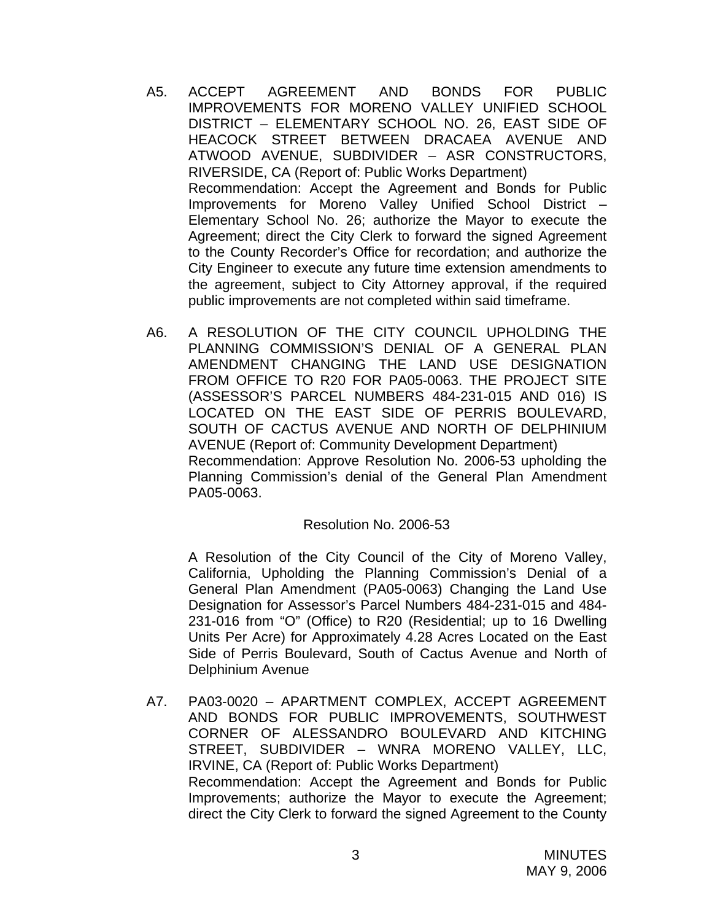A5. ACCEPT AGREEMENT AND BONDS FOR PUBLIC IMPROVEMENTS FOR MORENO VALLEY UNIFIED SCHOOL DISTRICT – ELEMENTARY SCHOOL NO. 26, EAST SIDE OF HEACOCK STREET BETWEEN DRACAEA AVENUE AND ATWOOD AVENUE, SUBDIVIDER – ASR CONSTRUCTORS, RIVERSIDE, CA (Report of: Public Works Department)
Recommendation: Accept the Agreement and Bonds for Public Improvements for Moreno Valley Unified School District – Elementary School No. 26; authorize the Mayor to execute the Agreement; direct the City Clerk to forward the signed Agreement to the County Recorder's Office for recordation; and authorize the City Engineer to execute any future time extension amendments to the agreement, subject to City Attorney approval, if the required public improvements are not completed within said timeframe.

A6. A RESOLUTION OF THE CITY COUNCIL UPHOLDING THE PLANNING COMMISSION'S DENIAL OF A GENERAL PLAN AMENDMENT CHANGING THE LAND USE DESIGNATION FROM OFFICE TO R20 FOR PA05-0063. THE PROJECT SITE (ASSESSOR'S PARCEL NUMBERS 484-231-015 AND 016) IS LOCATED ON THE EAST SIDE OF PERRIS BOULEVARD, SOUTH OF CACTUS AVENUE AND NORTH OF DELPHINIUM AVENUE (Report of: Community Development Department)
Recommendation: Approve Resolution No. 2006-53 upholding the Planning Commission's denial of the General Plan Amendment PA05-0063.

Resolution No. 2006-53

A Resolution of the City Council of the City of Moreno Valley, California, Upholding the Planning Commission's Denial of a General Plan Amendment (PA05-0063) Changing the Land Use Designation for Assessor's Parcel Numbers 484-231-015 and 484-231-016 from "O" (Office) to R20 (Residential; up to 16 Dwelling Units Per Acre) for Approximately 4.28 Acres Located on the East Side of Perris Boulevard, South of Cactus Avenue and North of Delphinium Avenue

A7. PA03-0020 – APARTMENT COMPLEX, ACCEPT AGREEMENT AND BONDS FOR PUBLIC IMPROVEMENTS, SOUTHWEST CORNER OF ALESSANDRO BOULEVARD AND KITCHING STREET, SUBDIVIDER – WNRA MORENO VALLEY, LLC, IRVINE, CA (Report of: Public Works Department)
Recommendation: Accept the Agreement and Bonds for Public Improvements; authorize the Mayor to execute the Agreement; direct the City Clerk to forward the signed Agreement to the County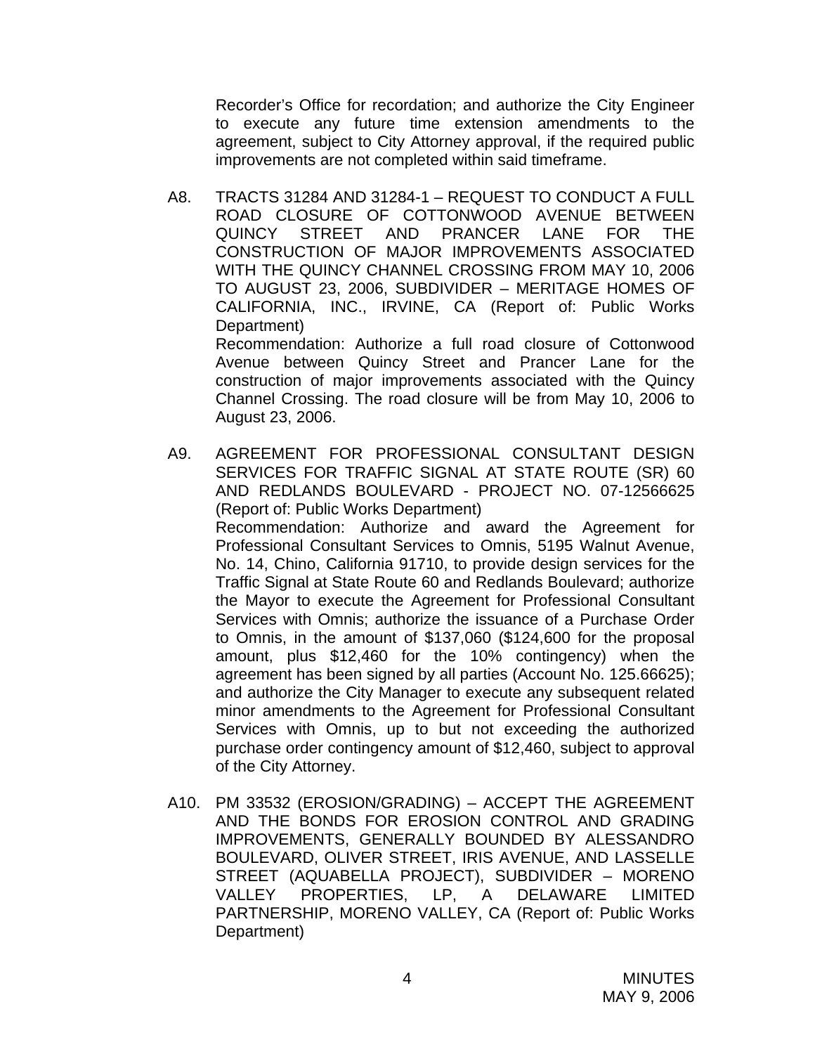Recorder's Office for recordation; and authorize the City Engineer to execute any future time extension amendments to the agreement, subject to City Attorney approval, if the required public improvements are not completed within said timeframe.

A8. TRACTS 31284 AND 31284-1 – REQUEST TO CONDUCT A FULL ROAD CLOSURE OF COTTONWOOD AVENUE BETWEEN QUINCY STREET AND PRANCER LANE FOR THE CONSTRUCTION OF MAJOR IMPROVEMENTS ASSOCIATED WITH THE QUINCY CHANNEL CROSSING FROM MAY 10, 2006 TO AUGUST 23, 2006, SUBDIVIDER – MERITAGE HOMES OF CALIFORNIA, INC., IRVINE, CA (Report of: Public Works Department)

Recommendation: Authorize a full road closure of Cottonwood Avenue between Quincy Street and Prancer Lane for the construction of major improvements associated with the Quincy Channel Crossing. The road closure will be from May 10, 2006 to August 23, 2006.

A9. AGREEMENT FOR PROFESSIONAL CONSULTANT DESIGN SERVICES FOR TRAFFIC SIGNAL AT STATE ROUTE (SR) 60 AND REDLANDS BOULEVARD - PROJECT NO. 07-12566625 (Report of: Public Works Department)

Recommendation: Authorize and award the Agreement for Professional Consultant Services to Omnis, 5195 Walnut Avenue, No. 14, Chino, California 91710, to provide design services for the Traffic Signal at State Route 60 and Redlands Boulevard; authorize the Mayor to execute the Agreement for Professional Consultant Services with Omnis; authorize the issuance of a Purchase Order to Omnis, in the amount of $137,060 ($124,600 for the proposal amount, plus $12,460 for the 10% contingency) when the agreement has been signed by all parties (Account No. 125.66625); and authorize the City Manager to execute any subsequent related minor amendments to the Agreement for Professional Consultant Services with Omnis, up to but not exceeding the authorized purchase order contingency amount of $12,460, subject to approval of the City Attorney.

A10. PM 33532 (EROSION/GRADING) – ACCEPT THE AGREEMENT AND THE BONDS FOR EROSION CONTROL AND GRADING IMPROVEMENTS, GENERALLY BOUNDED BY ALESSANDRO BOULEVARD, OLIVER STREET, IRIS AVENUE, AND LASSELLE STREET (AQUABELLA PROJECT), SUBDIVIDER – MORENO VALLEY PROPERTIES, LP, A DELAWARE LIMITED PARTNERSHIP, MORENO VALLEY, CA (Report of: Public Works Department)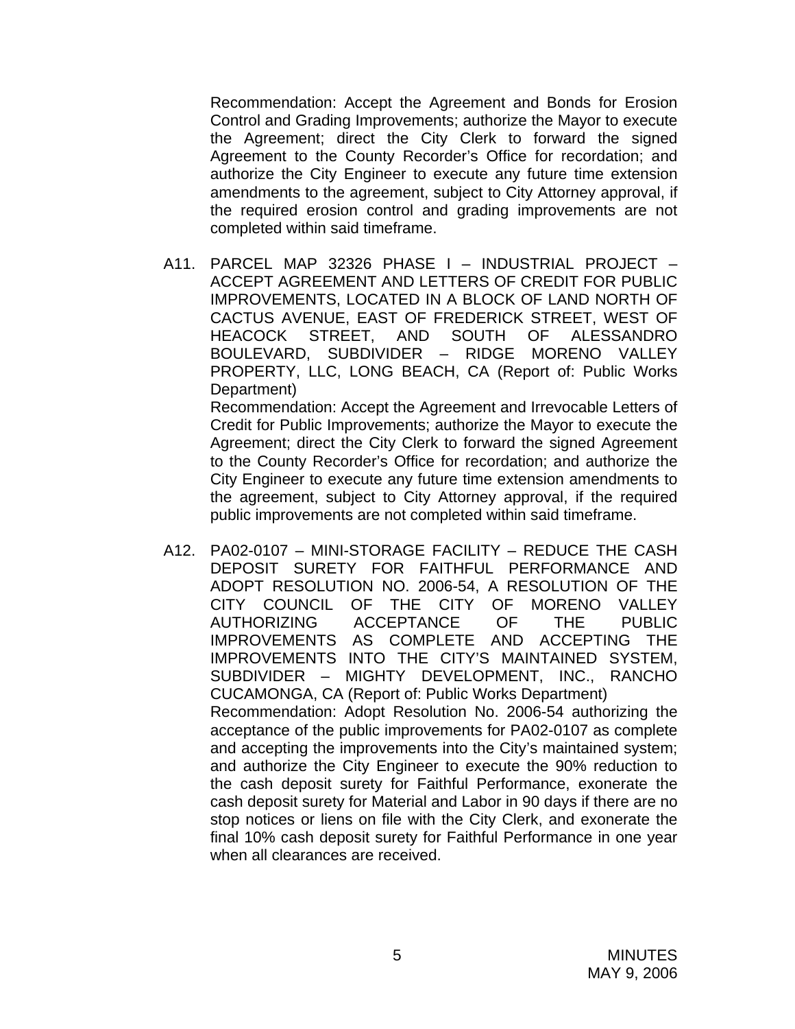Recommendation: Accept the Agreement and Bonds for Erosion Control and Grading Improvements; authorize the Mayor to execute the Agreement; direct the City Clerk to forward the signed Agreement to the County Recorder's Office for recordation; and authorize the City Engineer to execute any future time extension amendments to the agreement, subject to City Attorney approval, if the required erosion control and grading improvements are not completed within said timeframe.

A11. PARCEL MAP 32326 PHASE I – INDUSTRIAL PROJECT – ACCEPT AGREEMENT AND LETTERS OF CREDIT FOR PUBLIC IMPROVEMENTS, LOCATED IN A BLOCK OF LAND NORTH OF CACTUS AVENUE, EAST OF FREDERICK STREET, WEST OF HEACOCK STREET, AND SOUTH OF ALESSANDRO BOULEVARD, SUBDIVIDER – RIDGE MORENO VALLEY PROPERTY, LLC, LONG BEACH, CA (Report of: Public Works Department)

Recommendation: Accept the Agreement and Irrevocable Letters of Credit for Public Improvements; authorize the Mayor to execute the Agreement; direct the City Clerk to forward the signed Agreement to the County Recorder's Office for recordation; and authorize the City Engineer to execute any future time extension amendments to the agreement, subject to City Attorney approval, if the required public improvements are not completed within said timeframe.

A12. PA02-0107 – MINI-STORAGE FACILITY – REDUCE THE CASH DEPOSIT SURETY FOR FAITHFUL PERFORMANCE AND ADOPT RESOLUTION NO. 2006-54, A RESOLUTION OF THE CITY COUNCIL OF THE CITY OF MORENO VALLEY AUTHORIZING ACCEPTANCE OF THE PUBLIC IMPROVEMENTS AS COMPLETE AND ACCEPTING THE IMPROVEMENTS INTO THE CITY'S MAINTAINED SYSTEM, SUBDIVIDER – MIGHTY DEVELOPMENT, INC., RANCHO CUCAMONGA, CA (Report of: Public Works Department)

Recommendation: Adopt Resolution No. 2006-54 authorizing the acceptance of the public improvements for PA02-0107 as complete and accepting the improvements into the City's maintained system; and authorize the City Engineer to execute the 90% reduction to the cash deposit surety for Faithful Performance, exonerate the cash deposit surety for Material and Labor in 90 days if there are no stop notices or liens on file with the City Clerk, and exonerate the final 10% cash deposit surety for Faithful Performance in one year when all clearances are received.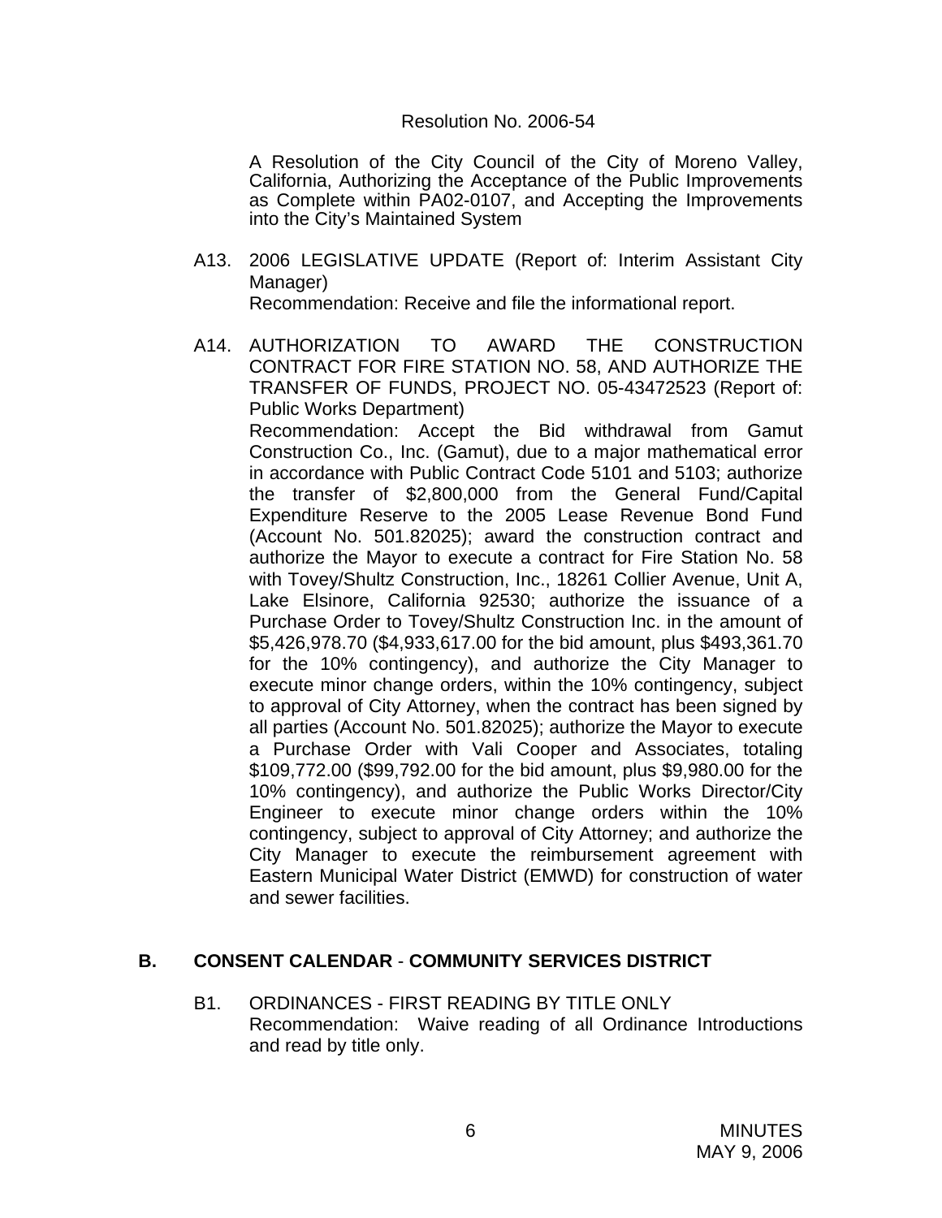Resolution No. 2006-54

A Resolution of the City Council of the City of Moreno Valley, California, Authorizing the Acceptance of the Public Improvements as Complete within PA02-0107, and Accepting the Improvements into the City's Maintained System

A13. 2006 LEGISLATIVE UPDATE (Report of: Interim Assistant City Manager)
Recommendation: Receive and file the informational report.

A14. AUTHORIZATION TO AWARD THE CONSTRUCTION CONTRACT FOR FIRE STATION NO. 58, AND AUTHORIZE THE TRANSFER OF FUNDS, PROJECT NO. 05-43472523 (Report of: Public Works Department)
Recommendation: Accept the Bid withdrawal from Gamut Construction Co., Inc. (Gamut), due to a major mathematical error in accordance with Public Contract Code 5101 and 5103; authorize the transfer of $2,800,000 from the General Fund/Capital Expenditure Reserve to the 2005 Lease Revenue Bond Fund (Account No. 501.82025); award the construction contract and authorize the Mayor to execute a contract for Fire Station No. 58 with Tovey/Shultz Construction, Inc., 18261 Collier Avenue, Unit A, Lake Elsinore, California 92530; authorize the issuance of a Purchase Order to Tovey/Shultz Construction Inc. in the amount of $5,426,978.70 ($4,933,617.00 for the bid amount, plus $493,361.70 for the 10% contingency), and authorize the City Manager to execute minor change orders, within the 10% contingency, subject to approval of City Attorney, when the contract has been signed by all parties (Account No. 501.82025); authorize the Mayor to execute a Purchase Order with Vali Cooper and Associates, totaling $109,772.00 ($99,792.00 for the bid amount, plus $9,980.00 for the 10% contingency), and authorize the Public Works Director/City Engineer to execute minor change orders within the 10% contingency, subject to approval of City Attorney; and authorize the City Manager to execute the reimbursement agreement with Eastern Municipal Water District (EMWD) for construction of water and sewer facilities.

## B. CONSENT CALENDAR - COMMUNITY SERVICES DISTRICT

B1. ORDINANCES - FIRST READING BY TITLE ONLY
Recommendation: Waive reading of all Ordinance Introductions and read by title only.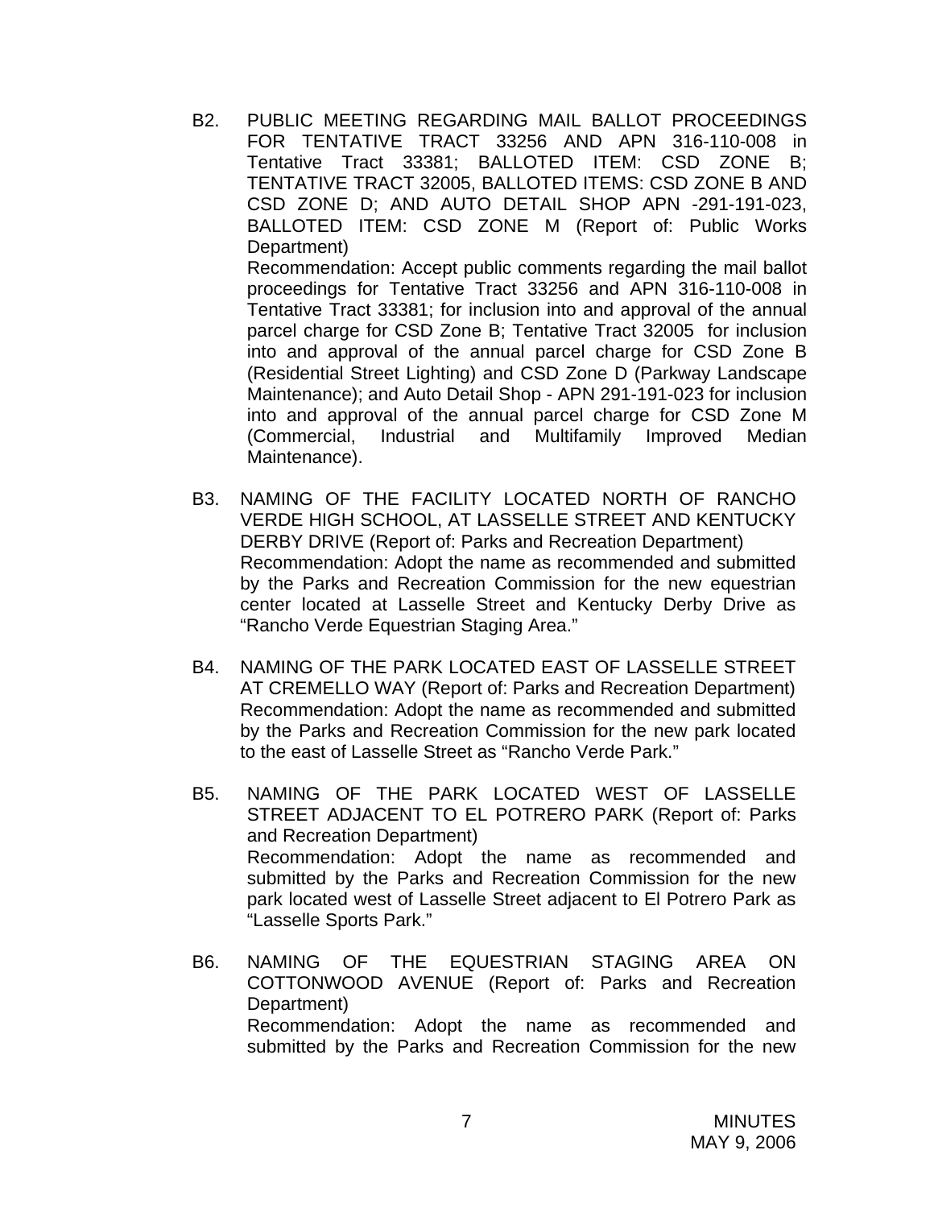B2. PUBLIC MEETING REGARDING MAIL BALLOT PROCEEDINGS FOR TENTATIVE TRACT 33256 AND APN 316-110-008 in Tentative Tract 33381; BALLOTED ITEM: CSD ZONE B; TENTATIVE TRACT 32005, BALLOTED ITEMS: CSD ZONE B AND CSD ZONE D; AND AUTO DETAIL SHOP APN -291-191-023, BALLOTED ITEM: CSD ZONE M (Report of: Public Works Department)
Recommendation: Accept public comments regarding the mail ballot proceedings for Tentative Tract 33256 and APN 316-110-008 in Tentative Tract 33381; for inclusion into and approval of the annual parcel charge for CSD Zone B; Tentative Tract 32005 for inclusion into and approval of the annual parcel charge for CSD Zone B (Residential Street Lighting) and CSD Zone D (Parkway Landscape Maintenance); and Auto Detail Shop - APN 291-191-023 for inclusion into and approval of the annual parcel charge for CSD Zone M (Commercial, Industrial and Multifamily Improved Median Maintenance).

B3. NAMING OF THE FACILITY LOCATED NORTH OF RANCHO VERDE HIGH SCHOOL, AT LASSELLE STREET AND KENTUCKY DERBY DRIVE (Report of: Parks and Recreation Department)
Recommendation: Adopt the name as recommended and submitted by the Parks and Recreation Commission for the new equestrian center located at Lasselle Street and Kentucky Derby Drive as "Rancho Verde Equestrian Staging Area."

B4. NAMING OF THE PARK LOCATED EAST OF LASSELLE STREET AT CREMELLO WAY (Report of: Parks and Recreation Department)
Recommendation: Adopt the name as recommended and submitted by the Parks and Recreation Commission for the new park located to the east of Lasselle Street as "Rancho Verde Park."

B5. NAMING OF THE PARK LOCATED WEST OF LASSELLE STREET ADJACENT TO EL POTRERO PARK (Report of: Parks and Recreation Department)
Recommendation: Adopt the name as recommended and submitted by the Parks and Recreation Commission for the new park located west of Lasselle Street adjacent to El Potrero Park as "Lasselle Sports Park."

B6. NAMING OF THE EQUESTRIAN STAGING AREA ON COTTONWOOD AVENUE (Report of: Parks and Recreation Department)
Recommendation: Adopt the name as recommended and submitted by the Parks and Recreation Commission for the new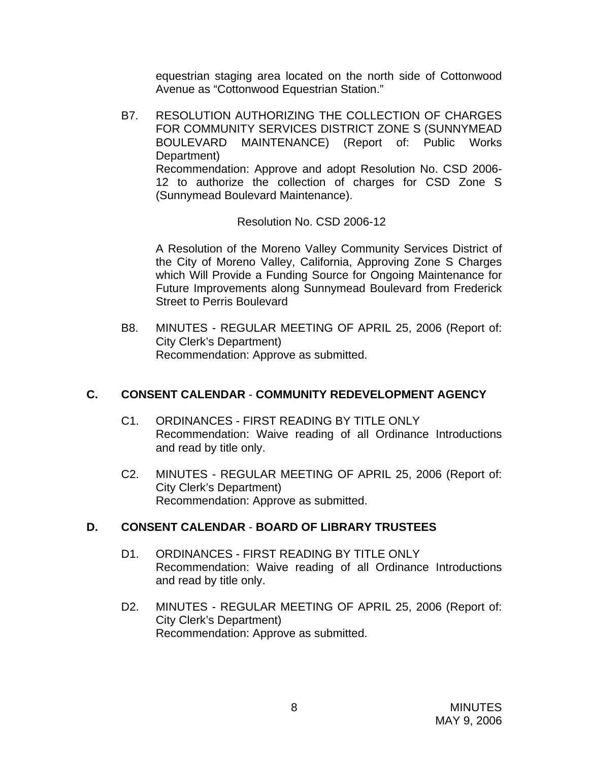equestrian staging area located on the north side of Cottonwood Avenue as "Cottonwood Equestrian Station."

B7. RESOLUTION AUTHORIZING THE COLLECTION OF CHARGES FOR COMMUNITY SERVICES DISTRICT ZONE S (SUNNYMEAD BOULEVARD MAINTENANCE) (Report of: Public Works Department)
Recommendation: Approve and adopt Resolution No. CSD 2006-12 to authorize the collection of charges for CSD Zone S (Sunnymead Boulevard Maintenance).

Resolution No. CSD 2006-12

A Resolution of the Moreno Valley Community Services District of the City of Moreno Valley, California, Approving Zone S Charges which Will Provide a Funding Source for Ongoing Maintenance for Future Improvements along Sunnymead Boulevard from Frederick Street to Perris Boulevard

B8. MINUTES - REGULAR MEETING OF APRIL 25, 2006 (Report of: City Clerk's Department)
Recommendation: Approve as submitted.

## C. CONSENT CALENDAR - COMMUNITY REDEVELOPMENT AGENCY

C1. ORDINANCES - FIRST READING BY TITLE ONLY
Recommendation: Waive reading of all Ordinance Introductions and read by title only.

C2. MINUTES - REGULAR MEETING OF APRIL 25, 2006 (Report of: City Clerk's Department)
Recommendation: Approve as submitted.

## D. CONSENT CALENDAR - BOARD OF LIBRARY TRUSTEES

D1. ORDINANCES - FIRST READING BY TITLE ONLY
Recommendation: Waive reading of all Ordinance Introductions and read by title only.

D2. MINUTES - REGULAR MEETING OF APRIL 25, 2006 (Report of: City Clerk's Department)
Recommendation: Approve as submitted.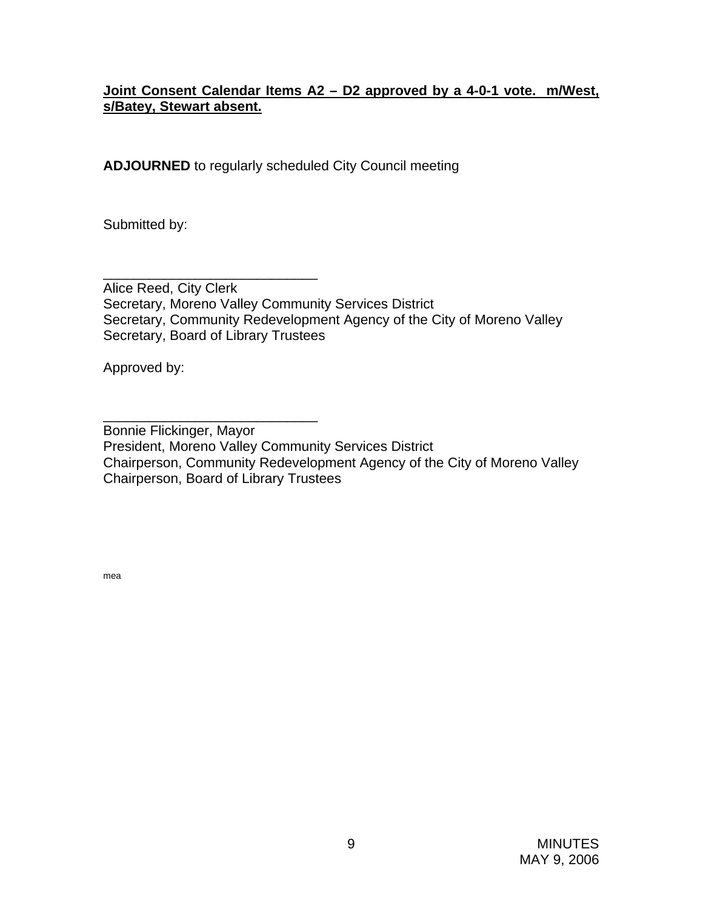**Joint Consent Calendar Items A2 – D2 approved by a 4-0-1 vote. m/West, s/Batey, Stewart absent.**

**ADJOURNED** to regularly scheduled City Council meeting

Submitted by:

_____________________________
Alice Reed, City Clerk
Secretary, Moreno Valley Community Services District
Secretary, Community Redevelopment Agency of the City of Moreno Valley
Secretary, Board of Library Trustees

Approved by:

_____________________________
Bonnie Flickinger, Mayor
President, Moreno Valley Community Services District
Chairperson, Community Redevelopment Agency of the City of Moreno Valley
Chairperson, Board of Library Trustees

mea